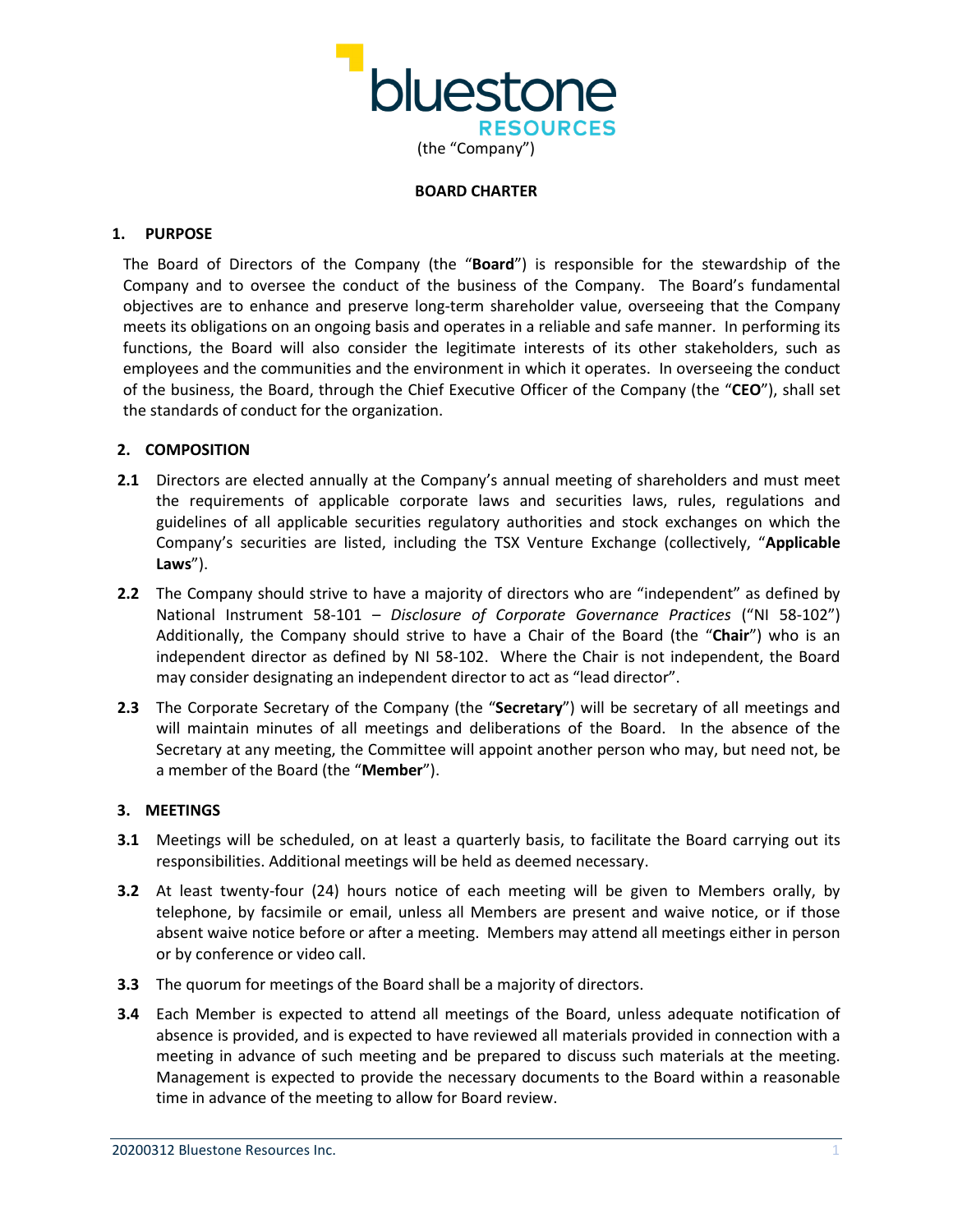bluestone RESOURCES

(the "Company")

**BOARD CHARTER**

## 1. PURPOSE

The Board of Directors of the Company (the "**Board**") is responsible for the stewardship of the Company and to oversee the conduct of the business of the Company. The Board's fundamental objectives are to enhance and preserve long-term shareholder value, overseeing that the Company meets its obligations on an ongoing basis and operates in a reliable and safe manner. In performing its functions, the Board will also consider the legitimate interests of its other stakeholders, such as employees and the communities and the environment in which it operates. In overseeing the conduct of the business, the Board, through the Chief Executive Officer of the Company (the "**CEO**"), shall set the standards of conduct for the organization.

## 2. COMPOSITION

**2.1** Directors are elected annually at the Company's annual meeting of shareholders and must meet the requirements of applicable corporate laws and securities laws, rules, regulations and guidelines of all applicable securities regulatory authorities and stock exchanges on which the Company's securities are listed, including the TSX Venture Exchange (collectively, "**Applicable Laws**").

**2.2** The Company should strive to have a majority of directors who are "independent" as defined by National Instrument 58-101 – *Disclosure of Corporate Governance Practices* ("NI 58-102") Additionally, the Company should strive to have a Chair of the Board (the "**Chair**") who is an independent director as defined by NI 58-102. Where the Chair is not independent, the Board may consider designating an independent director to act as "lead director".

**2.3** The Corporate Secretary of the Company (the "**Secretary**") will be secretary of all meetings and will maintain minutes of all meetings and deliberations of the Board. In the absence of the Secretary at any meeting, the Committee will appoint another person who may, but need not, be a member of the Board (the "**Member**").

## 3. MEETINGS

**3.1** Meetings will be scheduled, on at least a quarterly basis, to facilitate the Board carrying out its responsibilities. Additional meetings will be held as deemed necessary.

**3.2** At least twenty-four (24) hours notice of each meeting will be given to Members orally, by telephone, by facsimile or email, unless all Members are present and waive notice, or if those absent waive notice before or after a meeting. Members may attend all meetings either in person or by conference or video call.

**3.3** The quorum for meetings of the Board shall be a majority of directors.

**3.4** Each Member is expected to attend all meetings of the Board, unless adequate notification of absence is provided, and is expected to have reviewed all materials provided in connection with a meeting in advance of such meeting and be prepared to discuss such materials at the meeting. Management is expected to provide the necessary documents to the Board within a reasonable time in advance of the meeting to allow for Board review.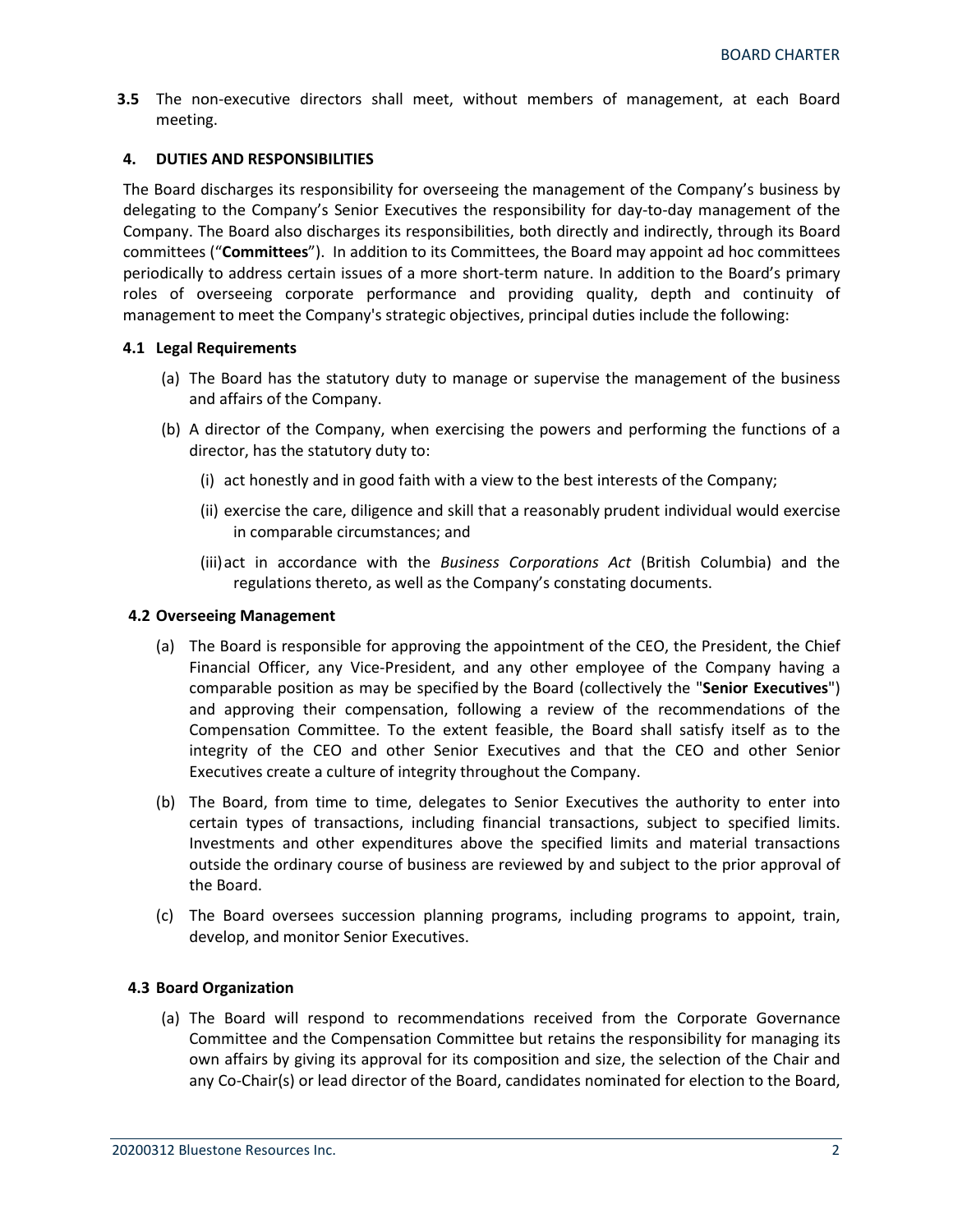**3.5** The non-executive directors shall meet, without members of management, at each Board meeting.

## 4. DUTIES AND RESPONSIBILITIES

The Board discharges its responsibility for overseeing the management of the Company's business by delegating to the Company's Senior Executives the responsibility for day-to-day management of the Company. The Board also discharges its responsibilities, both directly and indirectly, through its Board committees ("**Committees**"). In addition to its Committees, the Board may appoint ad hoc committees periodically to address certain issues of a more short-term nature. In addition to the Board's primary roles of overseeing corporate performance and providing quality, depth and continuity of management to meet the Company's strategic objectives, principal duties include the following:

### 4.1 Legal Requirements

(a) The Board has the statutory duty to manage or supervise the management of the business and affairs of the Company.

(b) A director of the Company, when exercising the powers and performing the functions of a director, has the statutory duty to:

(i) act honestly and in good faith with a view to the best interests of the Company;

(ii) exercise the care, diligence and skill that a reasonably prudent individual would exercise in comparable circumstances; and

(iii) act in accordance with the *Business Corporations Act* (British Columbia) and the regulations thereto, as well as the Company's constating documents.

### 4.2 Overseeing Management

(a) The Board is responsible for approving the appointment of the CEO, the President, the Chief Financial Officer, any Vice-President, and any other employee of the Company having a comparable position as may be specified by the Board (collectively the "**Senior Executives**") and approving their compensation, following a review of the recommendations of the Compensation Committee. To the extent feasible, the Board shall satisfy itself as to the integrity of the CEO and other Senior Executives and that the CEO and other Senior Executives create a culture of integrity throughout the Company.

(b) The Board, from time to time, delegates to Senior Executives the authority to enter into certain types of transactions, including financial transactions, subject to specified limits. Investments and other expenditures above the specified limits and material transactions outside the ordinary course of business are reviewed by and subject to the prior approval of the Board.

(c) The Board oversees succession planning programs, including programs to appoint, train, develop, and monitor Senior Executives.

### 4.3 Board Organization

(a) The Board will respond to recommendations received from the Corporate Governance Committee and the Compensation Committee but retains the responsibility for managing its own affairs by giving its approval for its composition and size, the selection of the Chair and any Co-Chair(s) or lead director of the Board, candidates nominated for election to the Board,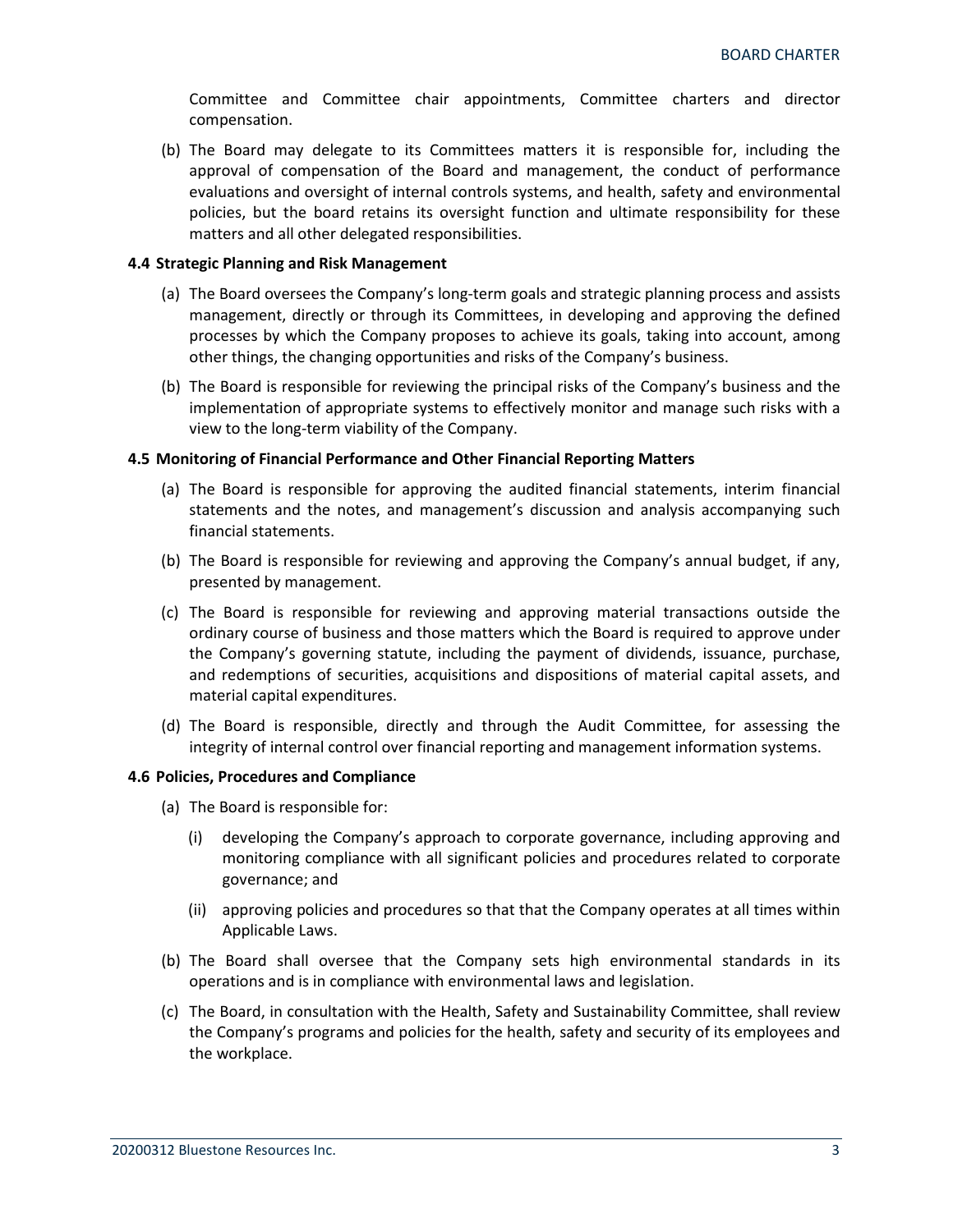Committee and Committee chair appointments, Committee charters and director compensation.

(b) The Board may delegate to its Committees matters it is responsible for, including the approval of compensation of the Board and management, the conduct of performance evaluations and oversight of internal controls systems, and health, safety and environmental policies, but the board retains its oversight function and ultimate responsibility for these matters and all other delegated responsibilities.

### 4.4 Strategic Planning and Risk Management

(a) The Board oversees the Company's long-term goals and strategic planning process and assists management, directly or through its Committees, in developing and approving the defined processes by which the Company proposes to achieve its goals, taking into account, among other things, the changing opportunities and risks of the Company's business.

(b) The Board is responsible for reviewing the principal risks of the Company's business and the implementation of appropriate systems to effectively monitor and manage such risks with a view to the long-term viability of the Company.

### 4.5 Monitoring of Financial Performance and Other Financial Reporting Matters

(a) The Board is responsible for approving the audited financial statements, interim financial statements and the notes, and management's discussion and analysis accompanying such financial statements.

(b) The Board is responsible for reviewing and approving the Company's annual budget, if any, presented by management.

(c) The Board is responsible for reviewing and approving material transactions outside the ordinary course of business and those matters which the Board is required to approve under the Company's governing statute, including the payment of dividends, issuance, purchase, and redemptions of securities, acquisitions and dispositions of material capital assets, and material capital expenditures.

(d) The Board is responsible, directly and through the Audit Committee, for assessing the integrity of internal control over financial reporting and management information systems.

### 4.6 Policies, Procedures and Compliance

(a) The Board is responsible for:

(i) developing the Company's approach to corporate governance, including approving and monitoring compliance with all significant policies and procedures related to corporate governance; and

(ii) approving policies and procedures so that that the Company operates at all times within Applicable Laws.

(b) The Board shall oversee that the Company sets high environmental standards in its operations and is in compliance with environmental laws and legislation.

(c) The Board, in consultation with the Health, Safety and Sustainability Committee, shall review the Company's programs and policies for the health, safety and security of its employees and the workplace.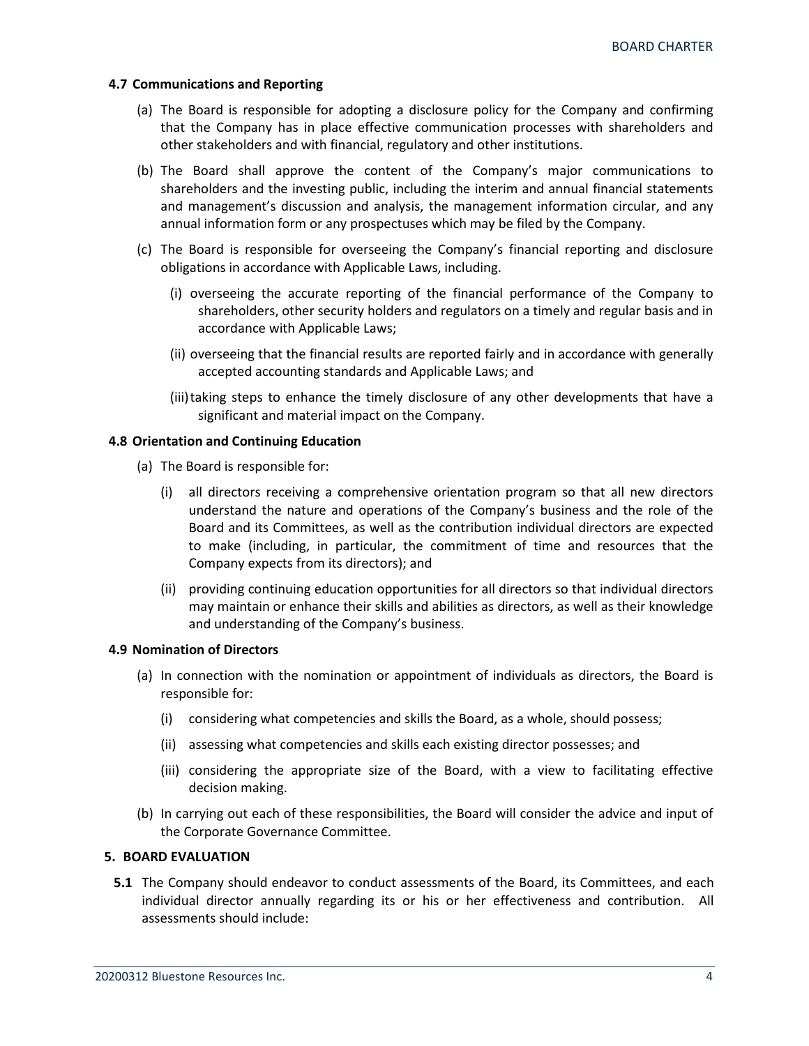**4.7 Communications and Reporting**

(a) The Board is responsible for adopting a disclosure policy for the Company and confirming that the Company has in place effective communication processes with shareholders and other stakeholders and with financial, regulatory and other institutions.

(b) The Board shall approve the content of the Company's major communications to shareholders and the investing public, including the interim and annual financial statements and management's discussion and analysis, the management information circular, and any annual information form or any prospectuses which may be filed by the Company.

(c) The Board is responsible for overseeing the Company's financial reporting and disclosure obligations in accordance with Applicable Laws, including.

(i) overseeing the accurate reporting of the financial performance of the Company to shareholders, other security holders and regulators on a timely and regular basis and in accordance with Applicable Laws;

(ii) overseeing that the financial results are reported fairly and in accordance with generally accepted accounting standards and Applicable Laws; and

(iii) taking steps to enhance the timely disclosure of any other developments that have a significant and material impact on the Company.

**4.8 Orientation and Continuing Education**

(a) The Board is responsible for:

(i) all directors receiving a comprehensive orientation program so that all new directors understand the nature and operations of the Company's business and the role of the Board and its Committees, as well as the contribution individual directors are expected to make (including, in particular, the commitment of time and resources that the Company expects from its directors); and

(ii) providing continuing education opportunities for all directors so that individual directors may maintain or enhance their skills and abilities as directors, as well as their knowledge and understanding of the Company's business.

**4.9 Nomination of Directors**

(a) In connection with the nomination or appointment of individuals as directors, the Board is responsible for:

(i) considering what competencies and skills the Board, as a whole, should possess;

(ii) assessing what competencies and skills each existing director possesses; and

(iii) considering the appropriate size of the Board, with a view to facilitating effective decision making.

(b) In carrying out each of these responsibilities, the Board will consider the advice and input of the Corporate Governance Committee.

## 5. BOARD EVALUATION

**5.1** The Company should endeavor to conduct assessments of the Board, its Committees, and each individual director annually regarding its or his or her effectiveness and contribution. All assessments should include: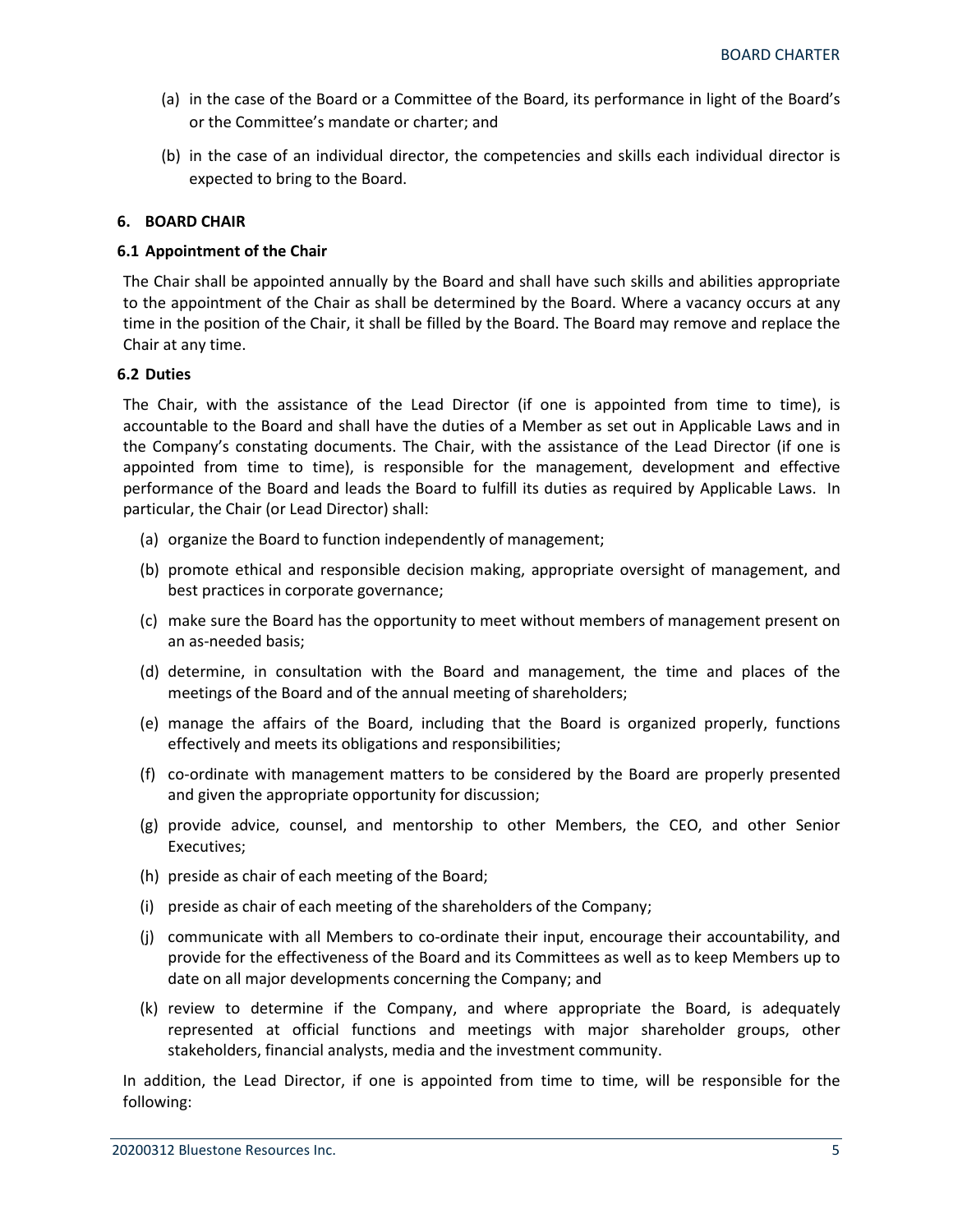(a) in the case of the Board or a Committee of the Board, its performance in light of the Board's or the Committee's mandate or charter; and

(b) in the case of an individual director, the competencies and skills each individual director is expected to bring to the Board.

## 6. BOARD CHAIR

### 6.1 Appointment of the Chair

The Chair shall be appointed annually by the Board and shall have such skills and abilities appropriate to the appointment of the Chair as shall be determined by the Board. Where a vacancy occurs at any time in the position of the Chair, it shall be filled by the Board. The Board may remove and replace the Chair at any time.

### 6.2 Duties

The Chair, with the assistance of the Lead Director (if one is appointed from time to time), is accountable to the Board and shall have the duties of a Member as set out in Applicable Laws and in the Company's constating documents. The Chair, with the assistance of the Lead Director (if one is appointed from time to time), is responsible for the management, development and effective performance of the Board and leads the Board to fulfill its duties as required by Applicable Laws. In particular, the Chair (or Lead Director) shall:

(a) organize the Board to function independently of management;

(b) promote ethical and responsible decision making, appropriate oversight of management, and best practices in corporate governance;

(c) make sure the Board has the opportunity to meet without members of management present on an as-needed basis;

(d) determine, in consultation with the Board and management, the time and places of the meetings of the Board and of the annual meeting of shareholders;

(e) manage the affairs of the Board, including that the Board is organized properly, functions effectively and meets its obligations and responsibilities;

(f) co-ordinate with management matters to be considered by the Board are properly presented and given the appropriate opportunity for discussion;

(g) provide advice, counsel, and mentorship to other Members, the CEO, and other Senior Executives;

(h) preside as chair of each meeting of the Board;

(i) preside as chair of each meeting of the shareholders of the Company;

(j) communicate with all Members to co-ordinate their input, encourage their accountability, and provide for the effectiveness of the Board and its Committees as well as to keep Members up to date on all major developments concerning the Company; and

(k) review to determine if the Company, and where appropriate the Board, is adequately represented at official functions and meetings with major shareholder groups, other stakeholders, financial analysts, media and the investment community.

In addition, the Lead Director, if one is appointed from time to time, will be responsible for the following: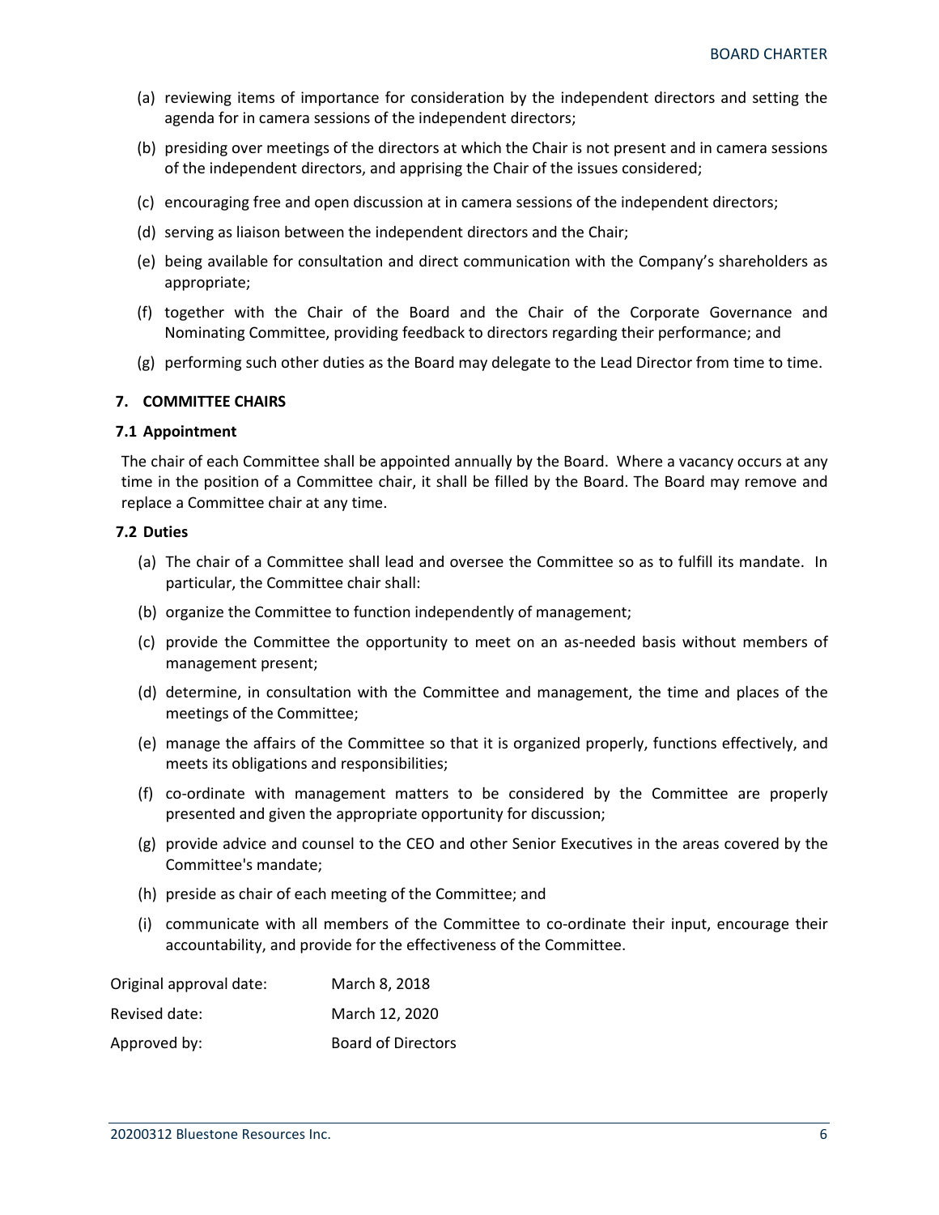(a) reviewing items of importance for consideration by the independent directors and setting the agenda for in camera sessions of the independent directors;

(b) presiding over meetings of the directors at which the Chair is not present and in camera sessions of the independent directors, and apprising the Chair of the issues considered;

(c) encouraging free and open discussion at in camera sessions of the independent directors;

(d) serving as liaison between the independent directors and the Chair;

(e) being available for consultation and direct communication with the Company's shareholders as appropriate;

(f) together with the Chair of the Board and the Chair of the Corporate Governance and Nominating Committee, providing feedback to directors regarding their performance; and

(g) performing such other duties as the Board may delegate to the Lead Director from time to time.

## 7. COMMITTEE CHAIRS

### 7.1 Appointment

The chair of each Committee shall be appointed annually by the Board. Where a vacancy occurs at any time in the position of a Committee chair, it shall be filled by the Board. The Board may remove and replace a Committee chair at any time.

### 7.2 Duties

(a) The chair of a Committee shall lead and oversee the Committee so as to fulfill its mandate. In particular, the Committee chair shall:

(b) organize the Committee to function independently of management;

(c) provide the Committee the opportunity to meet on an as-needed basis without members of management present;

(d) determine, in consultation with the Committee and management, the time and places of the meetings of the Committee;

(e) manage the affairs of the Committee so that it is organized properly, functions effectively, and meets its obligations and responsibilities;

(f) co-ordinate with management matters to be considered by the Committee are properly presented and given the appropriate opportunity for discussion;

(g) provide advice and counsel to the CEO and other Senior Executives in the areas covered by the Committee's mandate;

(h) preside as chair of each meeting of the Committee; and

(i) communicate with all members of the Committee to co-ordinate their input, encourage their accountability, and provide for the effectiveness of the Committee.

| | |
|---|---|
| Original approval date: | March 8, 2018 |
| Revised date: | March 12, 2020 |
| Approved by: | Board of Directors |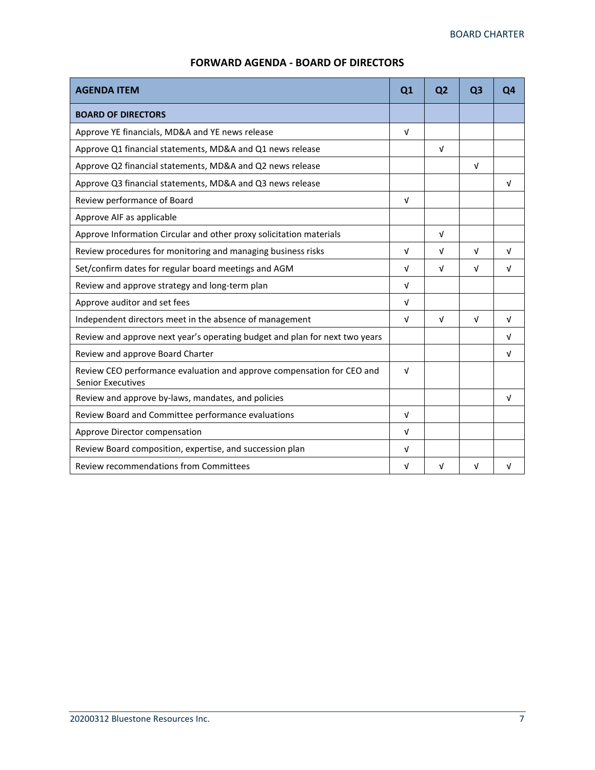## FORWARD AGENDA - BOARD OF DIRECTORS

| AGENDA ITEM | Q1 | Q2 | Q3 | Q4 |
|---|---|---|---|---|
| **BOARD OF DIRECTORS** | | | | |
| Approve YE financials, MD&A and YE news release | √ | | | |
| Approve Q1 financial statements, MD&A and Q1 news release | | √ | | |
| Approve Q2 financial statements, MD&A and Q2 news release | | | √ | |
| Approve Q3 financial statements, MD&A and Q3 news release | | | | √ |
| Review performance of Board | √ | | | |
| Approve AIF as applicable | | | | |
| Approve Information Circular and other proxy solicitation materials | | √ | | |
| Review procedures for monitoring and managing business risks | √ | √ | √ | √ |
| Set/confirm dates for regular board meetings and AGM | √ | √ | √ | √ |
| Review and approve strategy and long-term plan | √ | | | |
| Approve auditor and set fees | √ | | | |
| Independent directors meet in the absence of management | √ | √ | √ | √ |
| Review and approve next year's operating budget and plan for next two years | | | | √ |
| Review and approve Board Charter | | | | √ |
| Review CEO performance evaluation and approve compensation for CEO and Senior Executives | √ | | | |
| Review and approve by-laws, mandates, and policies | | | | √ |
| Review Board and Committee performance evaluations | √ | | | |
| Approve Director compensation | √ | | | |
| Review Board composition, expertise, and succession plan | √ | | | |
| Review recommendations from Committees | √ | √ | √ | √ |